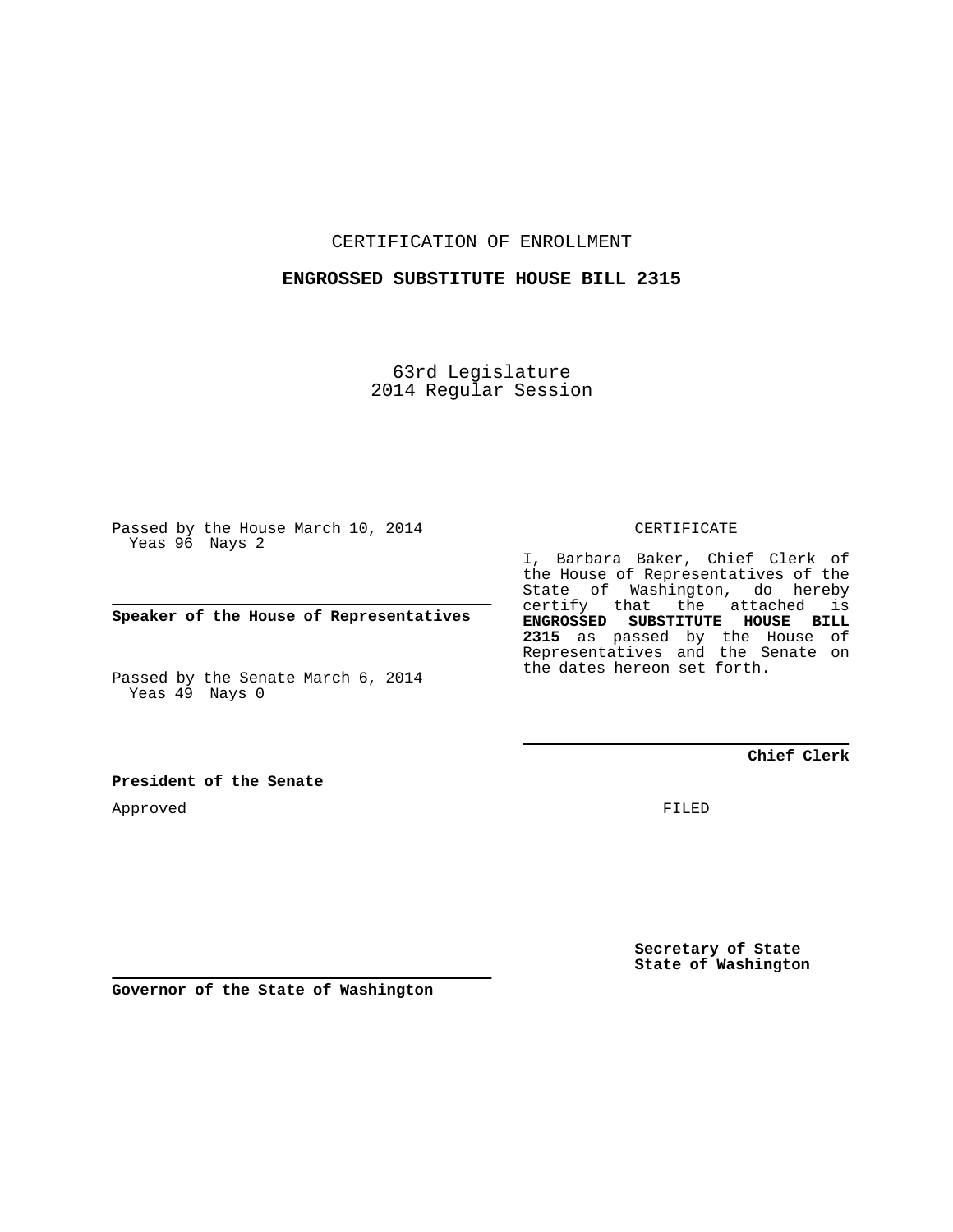CERTIFICATION OF ENROLLMENT

**ENGROSSED SUBSTITUTE HOUSE BILL 2315**

63rd Legislature
2014 Regular Session

Passed by the House March 10, 2014
Yeas 96 Nays 2

**Speaker of the House of Representatives**

Passed by the Senate March 6, 2014
Yeas 49 Nays 0

**President of the Senate**

Approved

**Governor of the State of Washington**

CERTIFICATE

I, Barbara Baker, Chief Clerk of the House of Representatives of the State of Washington, do hereby certify that the attached is **ENGROSSED SUBSTITUTE HOUSE BILL 2315** as passed by the House of Representatives and the Senate on the dates hereon set forth.

**Chief Clerk**

FILED

**Secretary of State**
**State of Washington**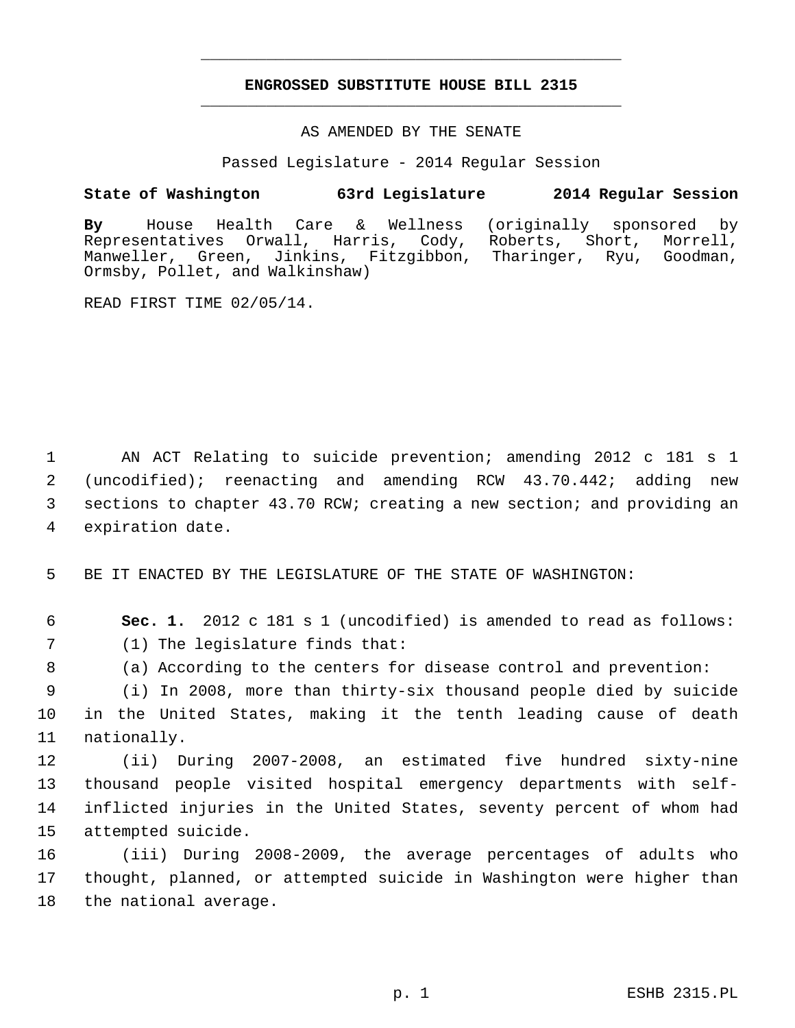# ENGROSSED SUBSTITUTE HOUSE BILL 2315

AS AMENDED BY THE SENATE

Passed Legislature - 2014 Regular Session

**State of Washington 63rd Legislature 2014 Regular Session**

**By** House Health Care & Wellness (originally sponsored by Representatives Orwall, Harris, Cody, Roberts, Short, Morrell, Manweller, Green, Jinkins, Fitzgibbon, Tharinger, Ryu, Goodman, Ormsby, Pollet, and Walkinshaw)

READ FIRST TIME 02/05/14.

AN ACT Relating to suicide prevention; amending 2012 c 181 s 1 (uncodified); reenacting and amending RCW 43.70.442; adding new sections to chapter 43.70 RCW; creating a new section; and providing an expiration date.

BE IT ENACTED BY THE LEGISLATURE OF THE STATE OF WASHINGTON:

**Sec. 1.** 2012 c 181 s 1 (uncodified) is amended to read as follows:

(1) The legislature finds that:

(a) According to the centers for disease control and prevention:

(i) In 2008, more than thirty-six thousand people died by suicide in the United States, making it the tenth leading cause of death nationally.

(ii) During 2007-2008, an estimated five hundred sixty-nine thousand people visited hospital emergency departments with self-inflicted injuries in the United States, seventy percent of whom had attempted suicide.

(iii) During 2008-2009, the average percentages of adults who thought, planned, or attempted suicide in Washington were higher than the national average.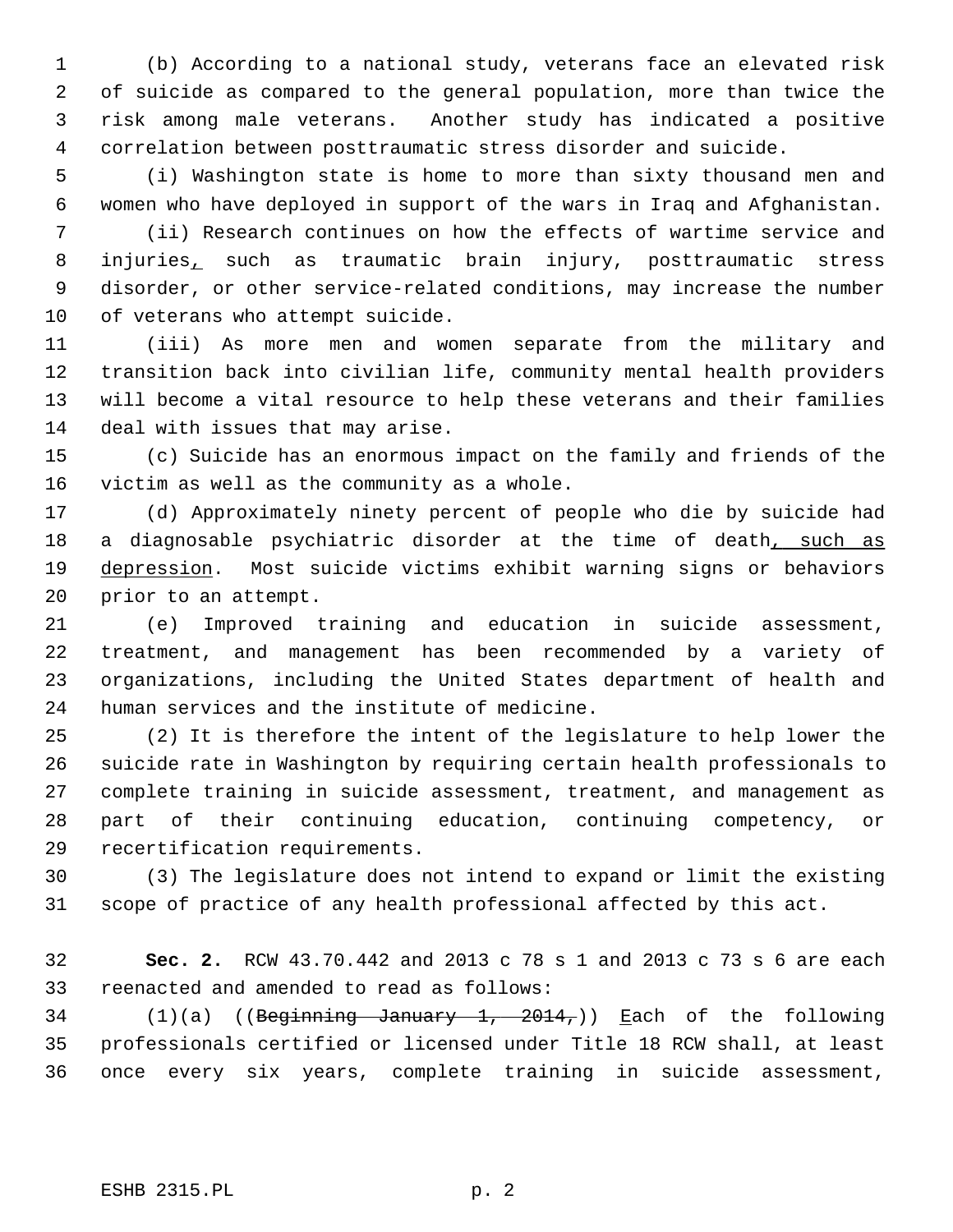(b) According to a national study, veterans face an elevated risk of suicide as compared to the general population, more than twice the risk among male veterans. Another study has indicated a positive correlation between posttraumatic stress disorder and suicide.

(i) Washington state is home to more than sixty thousand men and women who have deployed in support of the wars in Iraq and Afghanistan.

(ii) Research continues on how the effects of wartime service and injuries, such as traumatic brain injury, posttraumatic stress disorder, or other service-related conditions, may increase the number of veterans who attempt suicide.

(iii) As more men and women separate from the military and transition back into civilian life, community mental health providers will become a vital resource to help these veterans and their families deal with issues that may arise.

(c) Suicide has an enormous impact on the family and friends of the victim as well as the community as a whole.

(d) Approximately ninety percent of people who die by suicide had a diagnosable psychiatric disorder at the time of death, such as depression. Most suicide victims exhibit warning signs or behaviors prior to an attempt.

(e) Improved training and education in suicide assessment, treatment, and management has been recommended by a variety of organizations, including the United States department of health and human services and the institute of medicine.

(2) It is therefore the intent of the legislature to help lower the suicide rate in Washington by requiring certain health professionals to complete training in suicide assessment, treatment, and management as part of their continuing education, continuing competency, or recertification requirements.

(3) The legislature does not intend to expand or limit the existing scope of practice of any health professional affected by this act.

**Sec. 2.** RCW 43.70.442 and 2013 c 78 s 1 and 2013 c 73 s 6 are each reenacted and amended to read as follows:

(1)(a) ((~~Beginning January 1, 2014,~~)) Each of the following professionals certified or licensed under Title 18 RCW shall, at least once every six years, complete training in suicide assessment,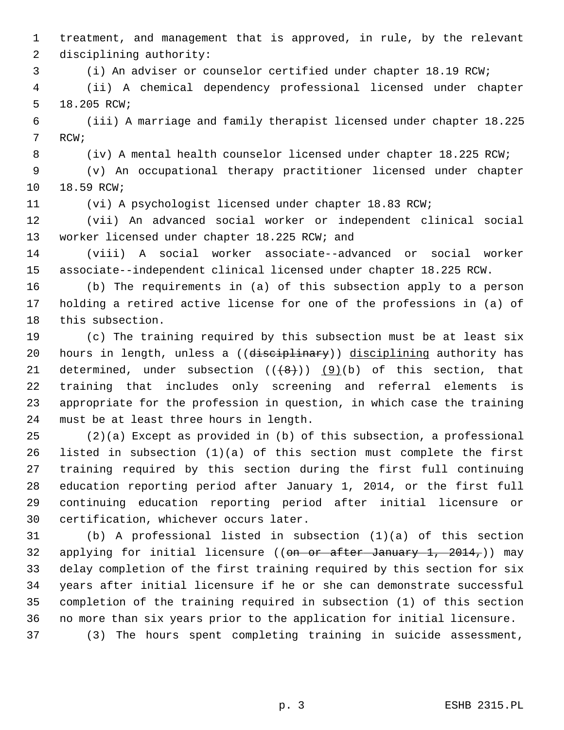treatment, and management that is approved, in rule, by the relevant disciplining authority:

(i) An adviser or counselor certified under chapter 18.19 RCW;

(ii) A chemical dependency professional licensed under chapter 18.205 RCW;

(iii) A marriage and family therapist licensed under chapter 18.225 RCW;

(iv) A mental health counselor licensed under chapter 18.225 RCW;

(v) An occupational therapy practitioner licensed under chapter 18.59 RCW;

(vi) A psychologist licensed under chapter 18.83 RCW;

(vii) An advanced social worker or independent clinical social worker licensed under chapter 18.225 RCW; and

(viii) A social worker associate--advanced or social worker associate--independent clinical licensed under chapter 18.225 RCW.

(b) The requirements in (a) of this subsection apply to a person holding a retired active license for one of the professions in (a) of this subsection.

(c) The training required by this subsection must be at least six hours in length, unless a ((~~disciplinary~~)) <u>disciplining</u> authority has determined, under subsection ((~~(8)~~)) <u>(9)</u>(b) of this section, that training that includes only screening and referral elements is appropriate for the profession in question, in which case the training must be at least three hours in length.

(2)(a) Except as provided in (b) of this subsection, a professional listed in subsection (1)(a) of this section must complete the first training required by this section during the first full continuing education reporting period after January 1, 2014, or the first full continuing education reporting period after initial licensure or certification, whichever occurs later.

(b) A professional listed in subsection (1)(a) of this section applying for initial licensure ((~~on or after January 1, 2014,~~)) may delay completion of the first training required by this section for six years after initial licensure if he or she can demonstrate successful completion of the training required in subsection (1) of this section no more than six years prior to the application for initial licensure.

(3) The hours spent completing training in suicide assessment,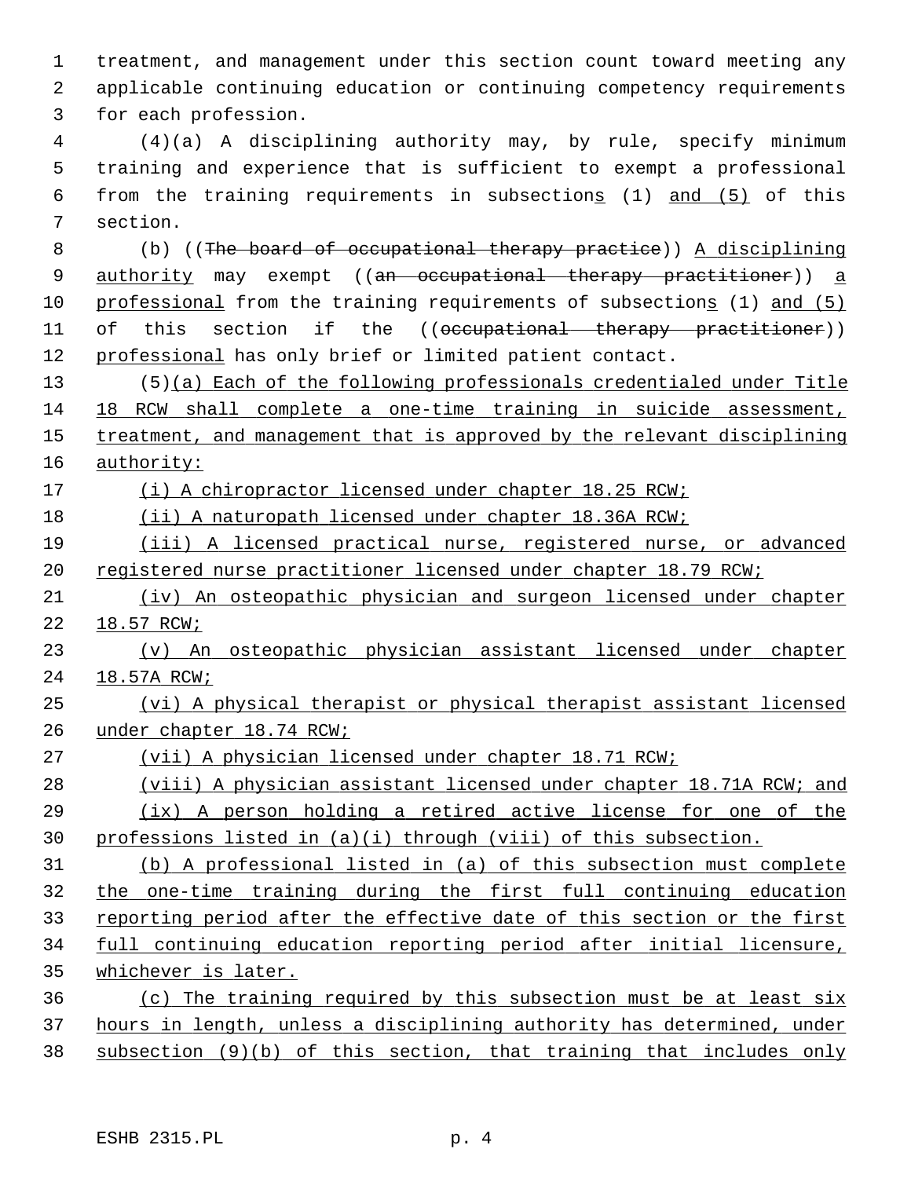treatment, and management under this section count toward meeting any applicable continuing education or continuing competency requirements for each profession.

(4)(a) A disciplining authority may, by rule, specify minimum training and experience that is sufficient to exempt a professional from the training requirements in subsections (1) and (5) of this section.

(b) ((The board of occupational therapy practice)) A disciplining authority may exempt ((an occupational therapy practitioner)) a professional from the training requirements of subsections (1) and (5) of this section if the ((occupational therapy practitioner)) professional has only brief or limited patient contact.

(5)(a) Each of the following professionals credentialed under Title 18 RCW shall complete a one-time training in suicide assessment, treatment, and management that is approved by the relevant disciplining authority:

(i) A chiropractor licensed under chapter 18.25 RCW;

(ii) A naturopath licensed under chapter 18.36A RCW;

(iii) A licensed practical nurse, registered nurse, or advanced registered nurse practitioner licensed under chapter 18.79 RCW;

(iv) An osteopathic physician and surgeon licensed under chapter 18.57 RCW;

(v) An osteopathic physician assistant licensed under chapter 18.57A RCW;

(vi) A physical therapist or physical therapist assistant licensed under chapter 18.74 RCW;

(vii) A physician licensed under chapter 18.71 RCW;

(viii) A physician assistant licensed under chapter 18.71A RCW; and

(ix) A person holding a retired active license for one of the professions listed in (a)(i) through (viii) of this subsection.

(b) A professional listed in (a) of this subsection must complete the one-time training during the first full continuing education reporting period after the effective date of this section or the first full continuing education reporting period after initial licensure, whichever is later.

(c) The training required by this subsection must be at least six hours in length, unless a disciplining authority has determined, under subsection (9)(b) of this section, that training that includes only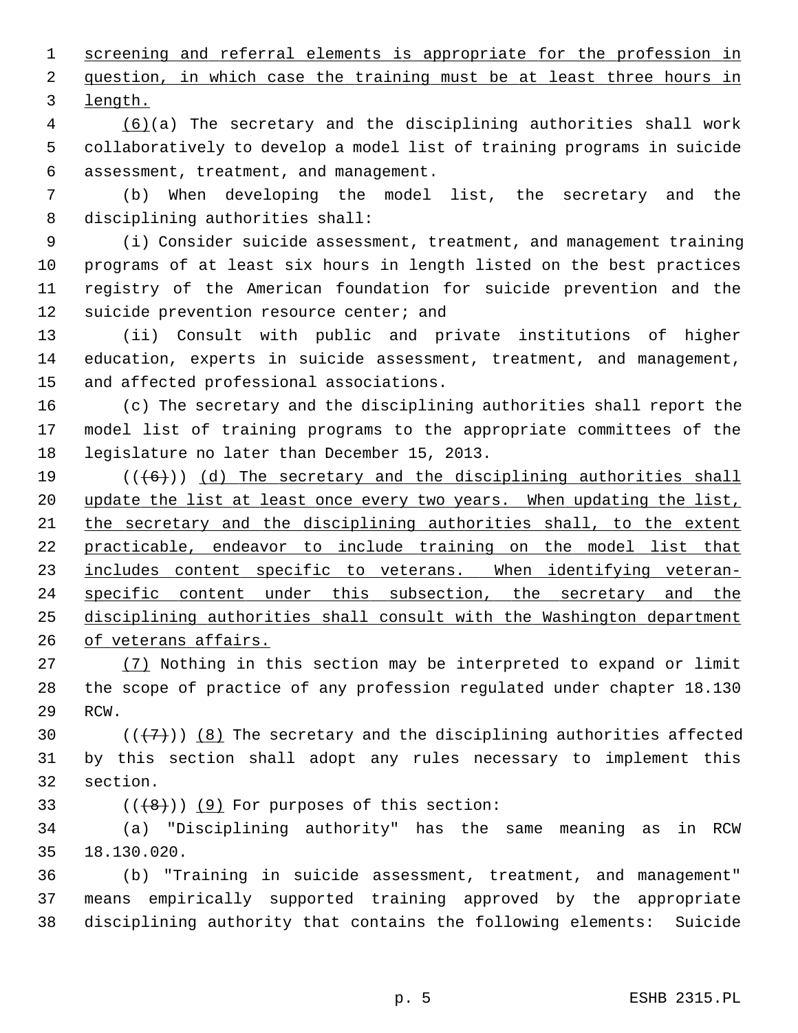screening and referral elements is appropriate for the profession in question, in which case the training must be at least three hours in length.

(6)(a) The secretary and the disciplining authorities shall work collaboratively to develop a model list of training programs in suicide assessment, treatment, and management.

(b) When developing the model list, the secretary and the disciplining authorities shall:

(i) Consider suicide assessment, treatment, and management training programs of at least six hours in length listed on the best practices registry of the American foundation for suicide prevention and the suicide prevention resource center; and

(ii) Consult with public and private institutions of higher education, experts in suicide assessment, treatment, and management, and affected professional associations.

(c) The secretary and the disciplining authorities shall report the model list of training programs to the appropriate committees of the legislature no later than December 15, 2013.

(((6))) (d) The secretary and the disciplining authorities shall update the list at least once every two years. When updating the list, the secretary and the disciplining authorities shall, to the extent practicable, endeavor to include training on the model list that includes content specific to veterans. When identifying veteran-specific content under this subsection, the secretary and the disciplining authorities shall consult with the Washington department of veterans affairs.

(7) Nothing in this section may be interpreted to expand or limit the scope of practice of any profession regulated under chapter 18.130 RCW.

(((7))) (8) The secretary and the disciplining authorities affected by this section shall adopt any rules necessary to implement this section.

(((8))) (9) For purposes of this section:

(a) "Disciplining authority" has the same meaning as in RCW 18.130.020.

(b) "Training in suicide assessment, treatment, and management" means empirically supported training approved by the appropriate disciplining authority that contains the following elements: Suicide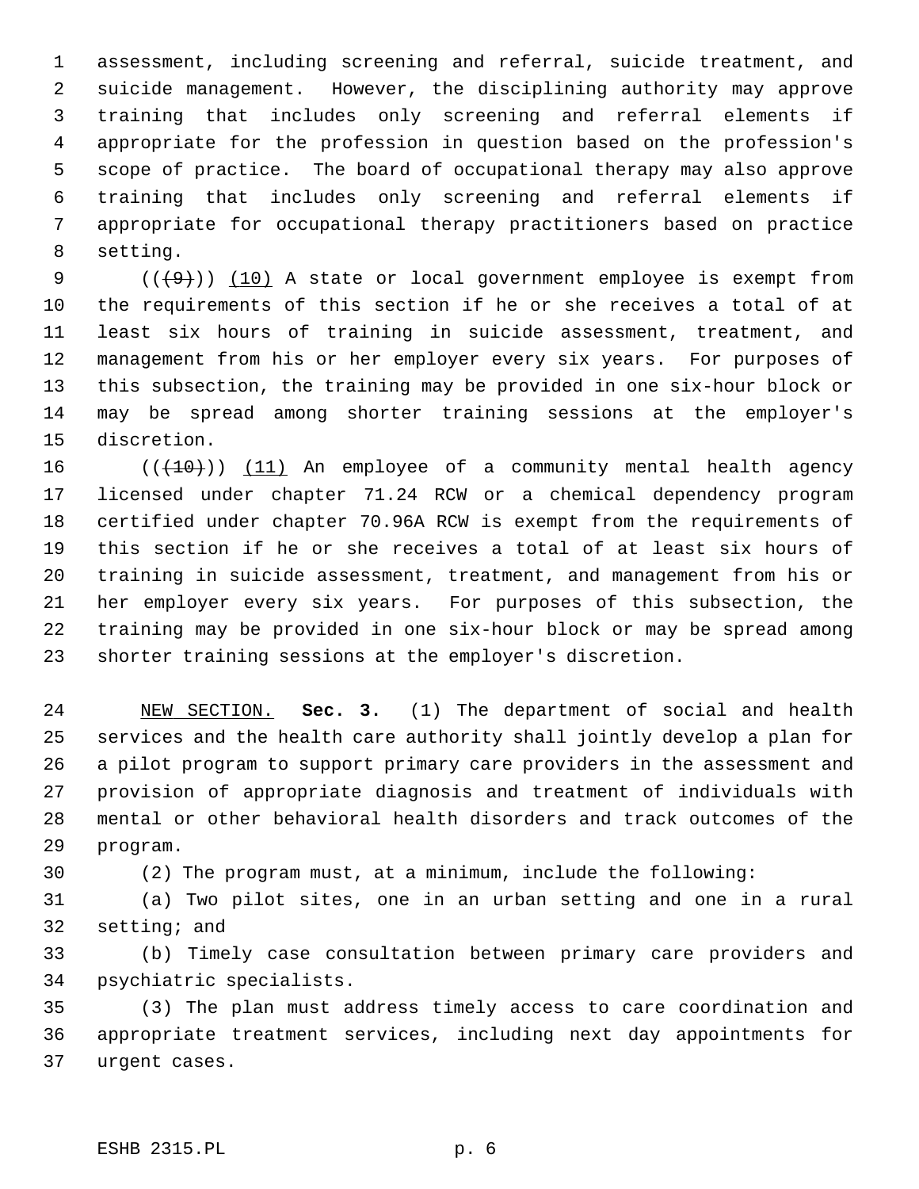assessment, including screening and referral, suicide treatment, and suicide management. However, the disciplining authority may approve training that includes only screening and referral elements if appropriate for the profession in question based on the profession's scope of practice. The board of occupational therapy may also approve training that includes only screening and referral elements if appropriate for occupational therapy practitioners based on practice setting.

((~~(9)~~)) (10) A state or local government employee is exempt from the requirements of this section if he or she receives a total of at least six hours of training in suicide assessment, treatment, and management from his or her employer every six years. For purposes of this subsection, the training may be provided in one six-hour block or may be spread among shorter training sessions at the employer's discretion.

((~~(10)~~)) (11) An employee of a community mental health agency licensed under chapter 71.24 RCW or a chemical dependency program certified under chapter 70.96A RCW is exempt from the requirements of this section if he or she receives a total of at least six hours of training in suicide assessment, treatment, and management from his or her employer every six years. For purposes of this subsection, the training may be provided in one six-hour block or may be spread among shorter training sessions at the employer's discretion.

NEW SECTION. **Sec. 3.** (1) The department of social and health services and the health care authority shall jointly develop a plan for a pilot program to support primary care providers in the assessment and provision of appropriate diagnosis and treatment of individuals with mental or other behavioral health disorders and track outcomes of the program.

(2) The program must, at a minimum, include the following:

(a) Two pilot sites, one in an urban setting and one in a rural setting; and

(b) Timely case consultation between primary care providers and psychiatric specialists.

(3) The plan must address timely access to care coordination and appropriate treatment services, including next day appointments for urgent cases.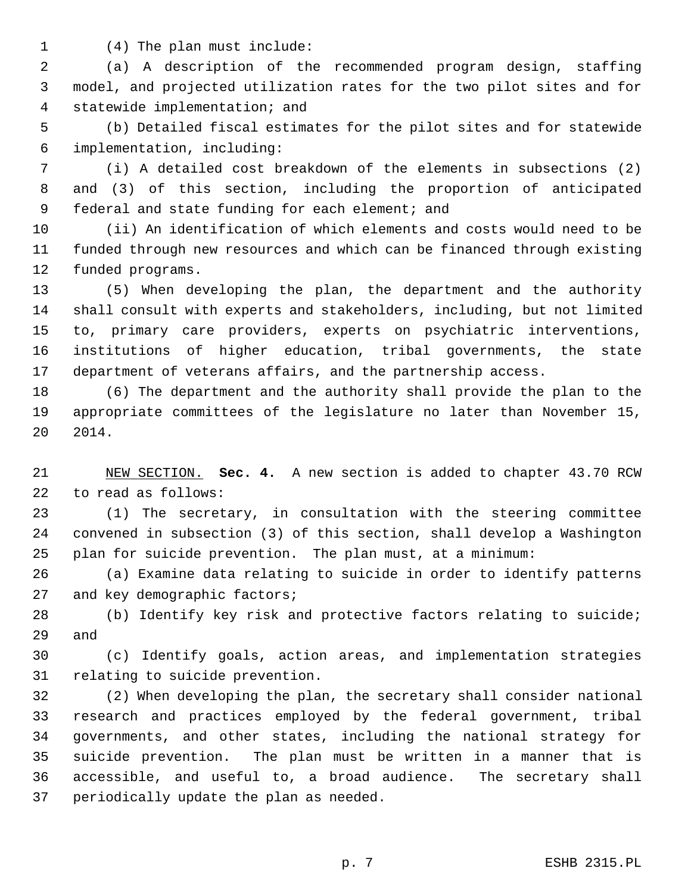(4) The plan must include:

(a) A description of the recommended program design, staffing model, and projected utilization rates for the two pilot sites and for statewide implementation; and

(b) Detailed fiscal estimates for the pilot sites and for statewide implementation, including:

(i) A detailed cost breakdown of the elements in subsections (2) and (3) of this section, including the proportion of anticipated federal and state funding for each element; and

(ii) An identification of which elements and costs would need to be funded through new resources and which can be financed through existing funded programs.

(5) When developing the plan, the department and the authority shall consult with experts and stakeholders, including, but not limited to, primary care providers, experts on psychiatric interventions, institutions of higher education, tribal governments, the state department of veterans affairs, and the partnership access.

(6) The department and the authority shall provide the plan to the appropriate committees of the legislature no later than November 15, 2014.

NEW SECTION. **Sec. 4.** A new section is added to chapter 43.70 RCW to read as follows:

(1) The secretary, in consultation with the steering committee convened in subsection (3) of this section, shall develop a Washington plan for suicide prevention. The plan must, at a minimum:

(a) Examine data relating to suicide in order to identify patterns and key demographic factors;

(b) Identify key risk and protective factors relating to suicide; and

(c) Identify goals, action areas, and implementation strategies relating to suicide prevention.

(2) When developing the plan, the secretary shall consider national research and practices employed by the federal government, tribal governments, and other states, including the national strategy for suicide prevention. The plan must be written in a manner that is accessible, and useful to, a broad audience. The secretary shall periodically update the plan as needed.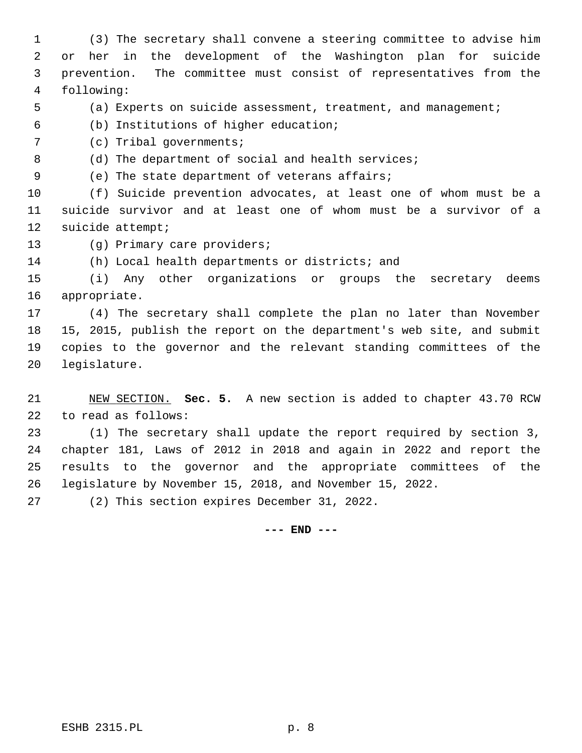(3) The secretary shall convene a steering committee to advise him or her in the development of the Washington plan for suicide prevention. The committee must consist of representatives from the following:

(a) Experts on suicide assessment, treatment, and management;

(b) Institutions of higher education;

(c) Tribal governments;

(d) The department of social and health services;

(e) The state department of veterans affairs;

(f) Suicide prevention advocates, at least one of whom must be a suicide survivor and at least one of whom must be a survivor of a suicide attempt;

(g) Primary care providers;

(h) Local health departments or districts; and

(i) Any other organizations or groups the secretary deems appropriate.

(4) The secretary shall complete the plan no later than November 15, 2015, publish the report on the department's web site, and submit copies to the governor and the relevant standing committees of the legislature.

NEW SECTION. **Sec. 5.** A new section is added to chapter 43.70 RCW to read as follows:

(1) The secretary shall update the report required by section 3, chapter 181, Laws of 2012 in 2018 and again in 2022 and report the results to the governor and the appropriate committees of the legislature by November 15, 2018, and November 15, 2022.

(2) This section expires December 31, 2022.

**--- END ---**